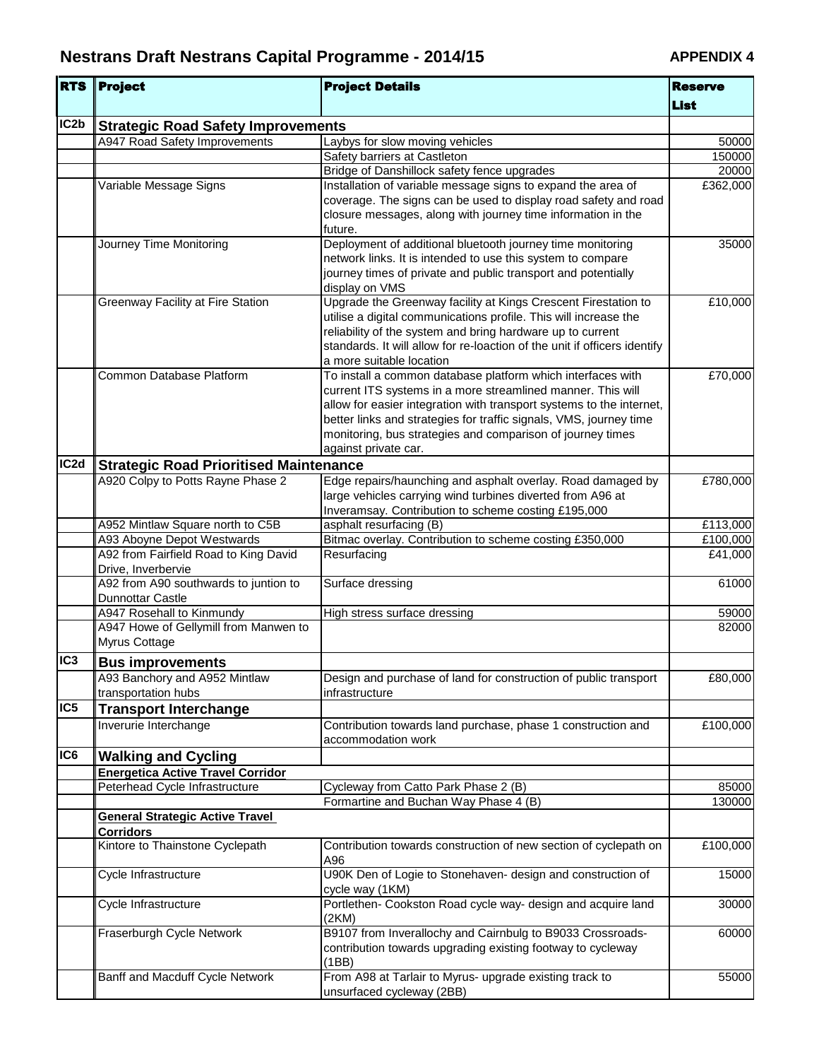# Nestrans Draft Nestrans Capital Programme - 2014/15

**APPENDIX 4**

| RTS | Project | Project Details | Reserve List |
|---|---|---|---|
| IC2b | **Strategic Road Safety Improvements** | | |
| | A947 Road Safety Improvements | Laybys for slow moving vehicles | 50000 |
| | | Safety barriers at Castleton | 150000 |
| | | Bridge of Danshillock safety fence upgrades | 20000 |
| | Variable Message Signs | Installation of variable message signs to expand the area of coverage. The signs can be used to display road safety and road closure messages, along with journey time information in the future. | £362,000 |
| | Journey Time Monitoring | Deployment of additional bluetooth journey time monitoring network links. It is intended to use this system to compare journey times of private and public transport and potentially display on VMS | 35000 |
| | Greenway Facility at Fire Station | Upgrade the Greenway facility at Kings Crescent Firestation to utilise a digital communications profile. This will increase the reliability of the system and bring hardware up to current standards. It will allow for re-loaction of the unit if officers identify a more suitable location | £10,000 |
| | Common Database Platform | To install a common database platform which interfaces with current ITS systems in a more streamlined manner. This will allow for easier integration with transport systems to the internet, better links and strategies for traffic signals, VMS, journey time monitoring, bus strategies and comparison of journey times against private car. | £70,000 |
| IC2d | **Strategic Road Prioritised Maintenance** | | |
| | A920 Colpy to Potts Rayne Phase 2 | Edge repairs/haunching and asphalt overlay. Road damaged by large vehicles carrying wind turbines diverted from A96 at Inveramsay. Contribution to scheme costing £195,000 | £780,000 |
| | A952 Mintlaw Square north to C5B | asphalt resurfacing (B) | £113,000 |
| | A93 Aboyne Depot Westwards | Bitmac overlay. Contribution to scheme costing £350,000 | £100,000 |
| | A92 from Fairfield Road to King David Drive, Inverbervie | Resurfacing | £41,000 |
| | A92 from A90 southwards to juntion to Dunnottar Castle | Surface dressing | 61000 |
| | A947 Rosehall to Kinmundy | High stress surface dressing | 59000 |
| | A947 Howe of Gellymill from Manwen to Myrus Cottage | | 82000 |
| IC3 | **Bus improvements** | | |
| | A93 Banchory and A952 Mintlaw transportation hubs | Design and purchase of land for construction of public transport infrastructure | £80,000 |
| IC5 | **Transport Interchange** | | |
| | Inverurie Interchange | Contribution towards land purchase, phase 1 construction and accommodation work | £100,000 |
| IC6 | **Walking and Cycling** | | |
| | **Energetica Active Travel Corridor** | | |
| | Peterhead Cycle Infrastructure | Cycleway from Catto Park Phase 2 (B) | 85000 |
| | | Formartine and Buchan Way Phase 4 (B) | 130000 |
| | **General Strategic Active Travel Corridors** | | |
| | Kintore to Thainstone Cyclepath | Contribution towards construction of new section of cyclepath on A96 | £100,000 |
| | Cycle Infrastructure | U90K Den of Logie to Stonehaven- design and construction of cycle way (1KM) | 15000 |
| | Cycle Infrastructure | Portlethen- Cookston Road cycle way- design and acquire land (2KM) | 30000 |
| | Fraserburgh Cycle Network | B9107 from Inverallochy and Cairnbulg to B9033 Crossroads- contribution towards upgrading existing footway to cycleway (1BB) | 60000 |
| | Banff and Macduff Cycle Network | From A98 at Tarlair to Myrus- upgrade existing track to unsurfaced cycleway (2BB) | 55000 |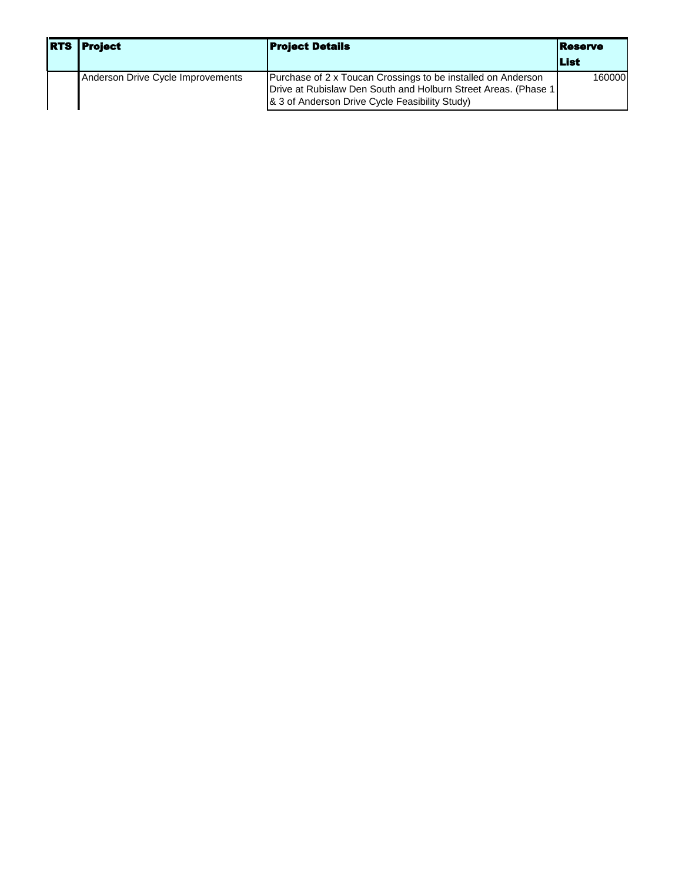| RTS | Project | Project Details | Reserve List |
|---|---|---|---|
| | Anderson Drive Cycle Improvements | Purchase of 2 x Toucan Crossings to be installed on Anderson Drive at Rubislaw Den South and Holburn Street Areas. (Phase 1 & 3 of Anderson Drive Cycle Feasibility Study) | 160000 |